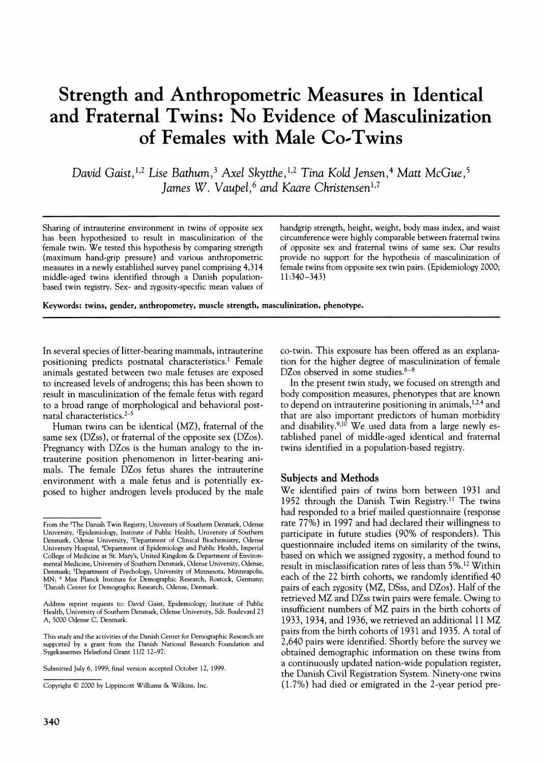# Strength and Anthropometric Measures in Identical and Fraternal Twins: No Evidence of Masculinization of Females with Male Co-Twins

*David Gaist,*[1,2] *Lise Bathum,*[3] *Axel Skytthe,*[1,2] *Tina Kold Jensen,*[4] *Matt McGue,*[5] *James W. Vaupel,*[6] *and Kaare Christensen*[1,7]

Sharing of intrauterine environment in twins of opposite sex has been hypothesized to result in masculinization of the female twin. We tested this hypothesis by comparing strength (maximum hand-grip pressure) and various anthropometric measures in a newly established survey panel comprising 4,314 middle-aged twins identified through a Danish population-based twin registry. Sex- and zygosity-specific mean values of handgrip strength, height, weight, body mass index, and waist circumference were highly comparable between fraternal twins of opposite sex and fraternal twins of same sex. Our results provide no support for the hypothesis of masculinization of female twins from opposite sex twin pairs. (Epidemiology 2000; 11:340–343)

**Keywords:** twins, gender, anthropometry, muscle strength, masculinization, phenotype.

In several species of litter-bearing mammals, intrauterine positioning predicts postnatal characteristics.[1] Female animals gestated between two male fetuses are exposed to increased levels of androgens; this has been shown to result in masculinization of the female fetus with regard to a broad range of morphological and behavioral postnatal characteristics.[2–5]

Human twins can be identical (MZ), fraternal of the same sex (DZss), or fraternal of the opposite sex (DZos). Pregnancy with DZos is the human analogy to the intrauterine position phenomenon in litter-bearing animals. The female DZos fetus shares the intrauterine environment with a male fetus and is potentially exposed to higher androgen levels produced by the male co-twin. This exposure has been offered as an explanation for the higher degree of masculinization of female DZos observed in some studies.[6–8]

In the present twin study, we focused on strength and body composition measures, phenotypes that are known to depend on intrauterine positioning in animals,[1,2,4] and that are also important predictors of human morbidity and disability.[9,10] We used data from a large newly established panel of middle-aged identical and fraternal twins identified in a population-based registry.

## Subjects and Methods

We identified pairs of twins born between 1931 and 1952 through the Danish Twin Registry.[11] The twins had responded to a brief mailed questionnaire (response rate 77%) in 1997 and had declared their willingness to participate in future studies (90% of responders). This questionnaire included items on similarity of the twins, based on which we assigned zygosity, a method found to result in misclassification rates of less than 5%.[12] Within each of the 22 birth cohorts, we randomly identified 40 pairs of each zygosity (MZ, DSss, and DZos). Half of the retrieved MZ and DZss twin pairs were female. Owing to insufficient numbers of MZ pairs in the birth cohorts of 1933, 1934, and 1936, we retrieved an additional 11 MZ pairs from the birth cohorts of 1931 and 1935. A total of 2,640 pairs were identified. Shortly before the survey we obtained demographic information on these twins from a continuously updated nation-wide population register, the Danish Civil Registration System. Ninety-one twins (1.7%) had died or emigrated in the 2-year period pre-

From the [1]The Danish Twin Registry, University of Southern Denmark, Odense University, [2]Epidemiology, Institute of Public Health, University of Southern Denmark, Odense University, [3]Department of Clinical Biochemistry, Odense University Hospital, [4]Department of Epidemiology and Public Health, Imperial College of Medicine at St. Mary's, United Kingdom & Department of Environmental Medicine, University of Southern Denmark, Odense University, Odense, Denmark; [5]Department of Psychology, University of Minnesota, Minneapolis, MN; [6] Max Planck Institute for Demographic Research, Rostock, Germany; [7]Danish Center for Demographic Research, Odense, Denmark.

Address reprint requests to: David Gaist, Epidemiology, Institute of Public Health, University of Southern Denmark, Odense University, Sdr. Boulevard 23 A, 5000 Odense C, Denmark.

This study and the activities of the Danish Center for Demographic Research are supported by a grant from the Danish National Research Foundation and Sygekassernes Helsefond Grant 11/2 12–97.

Submitted July 6, 1999; final version accepted October 12, 1999.

Copyright © 2000 by Lippincott Williams & Wilkins, Inc.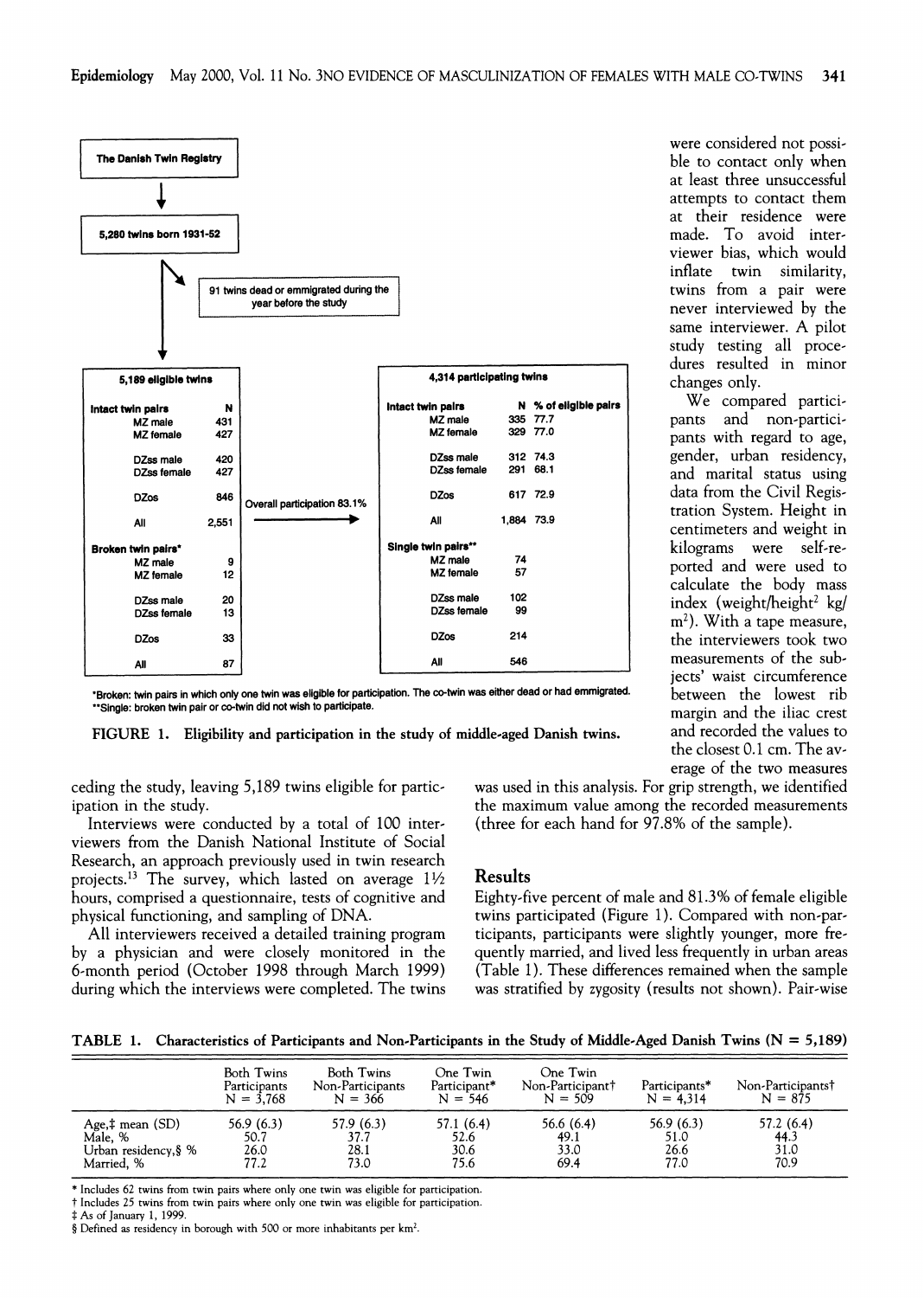The Danish Twin Registry

↓

5,280 twins born 1931-52

→ 91 twins dead or emmigrated during the year before the study

↓

| 5,189 eligible twins | N |
|---|---|
| **Intact twin pairs** | |
| MZ male | 431 |
| MZ female | 427 |
| DZss male | 420 |
| DZss female | 427 |
| DZos | 846 |
| All | 2,551 |
| **Broken twin pairs*** | |
| MZ male | 9 |
| MZ female | 12 |
| DZss male | 20 |
| DZss female | 13 |
| DZos | 33 |
| All | 87 |

Overall participation 83.1% →

| 4,314 participating twins | N | % of eligible pairs |
|---|---|---|
| **Intact twin pairs** | | |
| MZ male | 335 | 77.7 |
| MZ female | 329 | 77.0 |
| DZss male | 312 | 74.3 |
| DZss female | 291 | 68.1 |
| DZos | 617 | 72.9 |
| All | 1,884 | 73.9 |
| **Single twin pairs**** | | |
| MZ male | 74 | |
| MZ female | 57 | |
| DZss male | 102 | |
| DZss female | 99 | |
| DZos | 214 | |
| All | 546 | |

*Broken: twin pairs in which only one twin was eligible for participation. The co-twin was either dead or had emmigrated.
**Single: broken twin pair or co-twin did not wish to participate.

FIGURE 1. Eligibility and participation in the study of middle-aged Danish twins.

ceding the study, leaving 5,189 twins eligible for participation in the study.

Interviews were conducted by a total of 100 interviewers from the Danish National Institute of Social Research, an approach previously used in twin research projects.[13] The survey, which lasted on average 1½ hours, comprised a questionnaire, tests of cognitive and physical functioning, and sampling of DNA.

All interviewers received a detailed training program by a physician and were closely monitored in the 6-month period (October 1998 through March 1999) during which the interviews were completed. The twins were considered not possible to contact only when at least three unsuccessful attempts to contact them at their residence were made. To avoid interviewer bias, which would inflate twin similarity, twins from a pair were never interviewed by the same interviewer. A pilot study testing all procedures resulted in minor changes only.

We compared participants and non-participants with regard to age, gender, urban residency, and marital status using data from the Civil Registration System. Height in centimeters and weight in kilograms were self-reported and were used to calculate the body mass index (weight/height$^2$ kg/m$^2$). With a tape measure, the interviewers took two measurements of the subjects' waist circumference between the lowest rib margin and the iliac crest and recorded the values to the closest 0.1 cm. The average of the two measures was used in this analysis. For grip strength, we identified the maximum value among the recorded measurements (three for each hand for 97.8% of the sample).

## Results

Eighty-five percent of male and 81.3% of female eligible twins participated (Figure 1). Compared with non-participants, participants were slightly younger, more frequently married, and lived less frequently in urban areas (Table 1). These differences remained when the sample was stratified by zygosity (results not shown). Pair-wise

TABLE 1. Characteristics of Participants and Non-Participants in the Study of Middle-Aged Danish Twins (N = 5,189)

| | Both Twins Participants N = 3,768 | Both Twins Non-Participants N = 366 | One Twin Participant* N = 546 | One Twin Non-Participant† N = 509 | Participants* N = 4,314 | Non-Participants† N = 875 |
|---|---|---|---|---|---|---|
| Age,‡ mean (SD) | 56.9 (6.3) | 57.9 (6.3) | 57.1 (6.4) | 56.6 (6.4) | 56.9 (6.3) | 57.2 (6.4) |
| Male, % | 50.7 | 37.7 | 52.6 | 49.1 | 51.0 | 44.3 |
| Urban residency,§ % | 26.0 | 28.1 | 30.6 | 33.0 | 26.6 | 31.0 |
| Married, % | 77.2 | 73.0 | 75.6 | 69.4 | 77.0 | 70.9 |

\* Includes 62 twins from twin pairs where only one twin was eligible for participation.
† Includes 25 twins from twin pairs where only one twin was eligible for participation.
‡ As of January 1, 1999.
§ Defined as residency in borough with 500 or more inhabitants per km$^2$.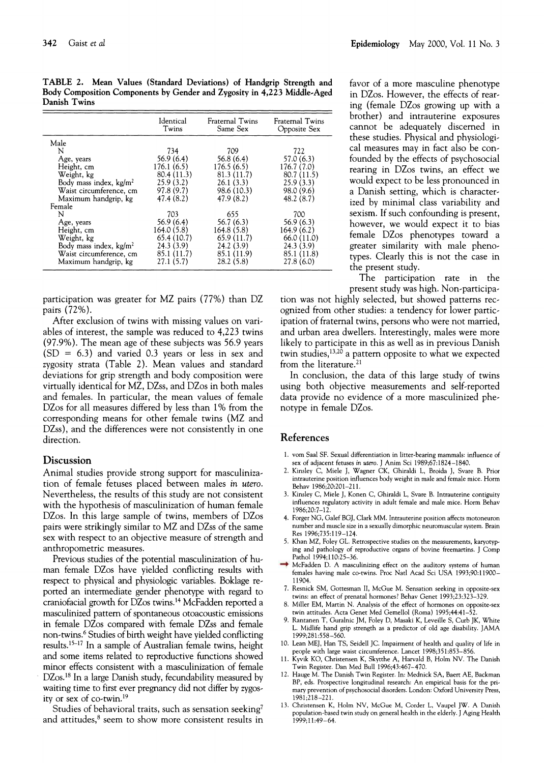TABLE 2. Mean Values (Standard Deviations) of Handgrip Strength and Body Composition Components by Gender and Zygosity in 4,223 Middle-Aged Danish Twins

| | Identical Twins | Fraternal Twins Same Sex | Fraternal Twins Opposite Sex |
|---|---|---|---|
| Male | | | |
| N | 734 | 709 | 722 |
| Age, years | 56.9 (6.4) | 56.8 (6.4) | 57.0 (6.3) |
| Height, cm | 176.1 (6.5) | 176.5 (6.5) | 176.7 (7.0) |
| Weight, kg | 80.4 (11.3) | 81.3 (11.7) | 80.7 (11.5) |
| Body mass index, kg/m² | 25.9 (3.2) | 26.1 (3.3) | 25.9 (3.3) |
| Waist circumference, cm | 97.8 (9.7) | 98.6 (10.3) | 98.0 (9.6) |
| Maximum handgrip, kg | 47.4 (8.2) | 47.9 (8.2) | 48.2 (8.7) |
| Female | | | |
| N | 703 | 655 | 700 |
| Age, years | 56.9 (6.4) | 56.7 (6.3) | 56.9 (6.3) |
| Height, cm | 164.0 (5.8) | 164.8 (5.8) | 164.9 (6.2) |
| Weight, kg | 65.4 (10.7) | 65.9 (11.7) | 66.0 (11.0) |
| Body mass index, kg/m² | 24.3 (3.9) | 24.2 (3.9) | 24.3 (3.9) |
| Waist circumference, cm | 85.1 (11.7) | 85.1 (11.9) | 85.1 (11.8) |
| Maximum handgrip, kg | 27.1 (5.7) | 28.2 (5.8) | 27.8 (6.0) |

participation was greater for MZ pairs (77%) than DZ pairs (72%).

After exclusion of twins with missing values on variables of interest, the sample was reduced to 4,223 twins (97.9%). The mean age of these subjects was 56.9 years (SD = 6.3) and varied 0.3 years or less in sex and zygosity strata (Table 2). Mean values and standard deviations for grip strength and body composition were virtually identical for MZ, DZss, and DZos in both males and females. In particular, the mean values of female DZos for all measures differed by less than 1% from the corresponding means for other female twins (MZ and DZss), and the differences were not consistently in one direction.

## Discussion

Animal studies provide strong support for masculinization of female fetuses placed between males *in utero*. Nevertheless, the results of this study are not consistent with the hypothesis of masculinization of human female DZos. In this large sample of twins, members of DZos pairs were strikingly similar to MZ and DZss of the same sex with respect to an objective measure of strength and anthropometric measures.

Previous studies of the potential masculinization of human female DZos have yielded conflicting results with respect to physical and physiologic variables. Boklage reported an intermediate gender phenotype with regard to craniofacial growth for DZos twins.[14] McFadden reported a masculinized pattern of spontaneous otoacoustic emissions in female DZos compared with female DZss and female non-twins.[6] Studies of birth weight have yielded conflicting results.[15–17] In a sample of Australian female twins, height and some items related to reproductive functions showed minor effects consistent with a masculinization of female DZos.[18] In a large Danish study, fecundability measured by waiting time to first ever pregnancy did not differ by zygosity or sex of co-twin.[19]

Studies of behavioral traits, such as sensation seeking[7] and attitudes,[8] seem to show more consistent results in favor of a more masculine phenotype in DZos. However, the effects of rearing (female DZos growing up with a brother) and intrauterine exposures cannot be adequately discerned in these studies. Physical and physiological measures may in fact also be confounded by the effects of psychosocial rearing in DZos twins, an effect we would expect to be less pronounced in a Danish setting, which is characterized by minimal class variability and sexism. If such confounding is present, however, we would expect it to bias female DZos phenotypes toward a greater similarity with male phenotypes. Clearly this is not the case in the present study.

The participation rate in the present study was high. Non-participation was not highly selected, but showed patterns recognized from other studies: a tendency for lower participation of fraternal twins, persons who were not married, and urban area dwellers. Interestingly, males were more likely to participate in this as well as in previous Danish twin studies,[13,20] a pattern opposite to what we expected from the literature.[21]

In conclusion, the data of this large study of twins using both objective measurements and self-reported data provide no evidence of a more masculinized phenotype in female DZos.

## References

1. vom Saal SF. Sexual differentiation in litter-bearing mammals: influence of sex of adjacent fetuses *in utero*. J Anim Sci 1989;67:1824–1840.
2. Kinsley C, Miele J, Wagner CK, Ghiraldi L, Broida J, Svare B. Prior intrauterine position influences body weight in male and female mice. Horm Behav 1986;20:201–211.
3. Kinsley C, Miele J, Konen C, Ghiraldi L, Svare B. Intrauterine contiguity influences regulatory activity in adult female and male mice. Horm Behav 1986;20:7–12.
4. Forger NG, Galef BGJ, Clark MM. Intrauterine position affects motoneuron number and muscle size in a sexually dimorphic neuromuscular system. Brain Res 1996;735:119–124.
5. Khan MZ, Foley GL. Retrospective studies on the measurements, karyotyping and pathology of reproductive organs of bovine freemartins. J Comp Pathol 1994;110:25–36.
6. McFadden D. A masculinizing effect on the auditory systems of human females having male co-twins. Proc Natl Acad Sci USA 1993;90:11900–11904.
7. Resnick SM, Gottesman II, McGue M. Sensation seeking in opposite-sex twins: an effect of prenatal hormones? Behav Genet 1993;23:323–329.
8. Miller EM, Martin N. Analysis of the effect of hormones on opposite-sex twin attitudes. Acta Genet Med Gemellol (Roma) 1995;44:41–52.
9. Rantanen T, Guralnic JM, Foley D, Masaki K, Leveille S, Curb JK, White L. Midlife hand grip strength as a predictor of old age disability. JAMA 1999;281:558–560.
10. Lean MEJ, Han TS, Seidell JC. Impairment of health and quality of life in people with large waist circumference. Lancet 1998;351:853–856.
11. Kyvik KO, Christensen K, Skytthe A, Harvald B, Holm NV. The Danish Twin Register. Dan Med Bull 1996;43:467–470.
12. Hauge M. The Danish Twin Register. In: Mednick SA, Baert AE, Backman BP, eds. Prospective longitudinal research: An empirical basis for the primary prevention of psychosocial disorders. London: Oxford University Press, 1981;218–221.
13. Christensen K, Holm NV, McGue M, Corder L, Vaupel JW. A Danish population-based twin study on general health in the elderly. J Aging Health 1999;11:49–64.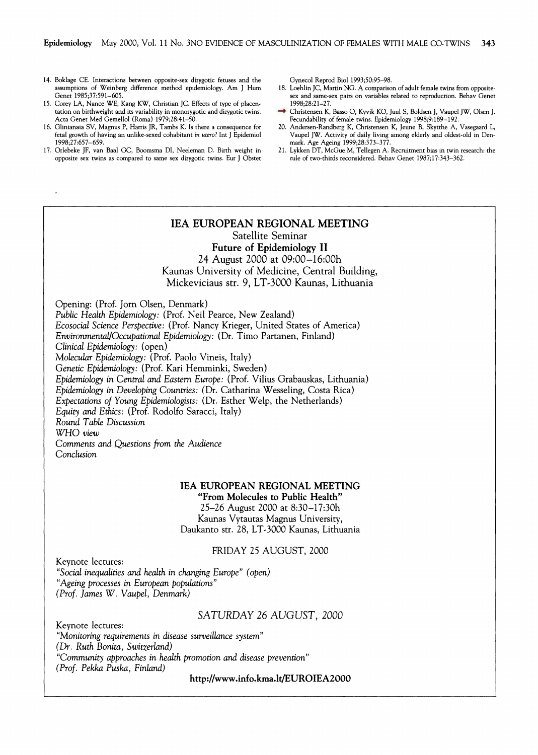14. Boklage CE. Interactions between opposite-sex dizygotic fetuses and the assumptions of Weinberg difference method epidemiology. Am J Hum Genet 1985;37:591–605.
15. Corey LA, Nance WE, Kang KW, Christian JC. Effects of type of placentation on birthweight and its variability in monozygotic and dizygotic twins. Acta Genet Med Gemellol (Roma) 1979;28:41–50.
16. Glinianaia SV, Magnus P, Harris JR, Tambs K. Is there a consequence for fetal growth of having an unlike-sexed cohabitant *in utero*? Int J Epidemiol 1998;27:657–659.
17. Orlebeke JF, van Baal GC, Boomsma DI, Neeleman D. Birth weight in opposite sex twins as compared to same sex dizygotic twins. Eur J Obstet Gynecol Reprod Biol 1993;50:95–98.
18. Loehlin JC, Martin NG. A comparison of adult female twins from opposite-sex and same-sex pairs on variables related to reproduction. Behav Genet 1998;28:21–27.
19. Christensen K, Basso O, Kyvik KO, Juul S, Boldsen J, Vaupel JW, Olsen J. Fecundability of female twins. Epidemiology 1998;9:189–192.
20. Andersen-Randberg K, Christensen K, Jeune B, Skytthe A, Vasegaard L, Vaupel JW. Activity of daily living among elderly and oldest-old in Denmark. Age Ageing 1999;28:373–377.
21. Lykken DT, McGue M, Tellegen A. Recruitment bias in twin research: the rule of two-thirds reconsidered. Behav Genet 1987;17:343–362.

## IEA EUROPEAN REGIONAL MEETING

Satellite Seminar

**Future of Epidemiology II**

24 August 2000 at 09:00–16:00h

Kaunas University of Medicine, Central Building,
Mickeviciaus str. 9, LT-3000 Kaunas, Lithuania

Opening: (Prof. Jorn Olsen, Denmark)
*Public Health Epidemiology:* (Prof. Neil Pearce, New Zealand)
*Ecosocial Science Perspective:* (Prof. Nancy Krieger, United States of America)
*Environmental/Occupational Epidemiology:* (Dr. Timo Partanen, Finland)
*Clinical Epidemiology:* (open)
*Molecular Epidemiology:* (Prof. Paolo Vineis, Italy)
*Genetic Epidemiology:* (Prof. Kari Hemminki, Sweden)
*Epidemiology in Central and Eastern Europe:* (Prof. Vilius Grabauskas, Lithuania)
*Epidemiology in Developing Countries:* (Dr. Catharina Wesseling, Costa Rica)
*Expectations of Young Epidemiologists:* (Dr. Esther Welp, the Netherlands)
*Equity and Ethics:* (Prof. Rodolfo Saracci, Italy)
*Round Table Discussion*
*WHO view*
*Comments and Questions from the Audience*
*Conclusion*

## IEA EUROPEAN REGIONAL MEETING

**"From Molecules to Public Health"**

25–26 August 2000 at 8:30–17:30h

Kaunas Vytautas Magnus University,
Daukanto str. 28, LT-3000 Kaunas, Lithuania

FRIDAY 25 AUGUST, 2000

Keynote lectures:
*"Social inequalities and health in changing Europe" (open)*
*"Ageing processes in European populations"*
*(Prof. James W. Vaupel, Denmark)*

*SATURDAY 26 AUGUST, 2000*

Keynote lectures:
*"Monitoring requirements in disease surveillance system"*
*(Dr. Ruth Bonita, Switzerland)*
*"Community approaches in health promotion and disease prevention"*
*(Prof. Pekka Puska, Finland)*

**http://www.info.kma.lt/EUROIEA2000**